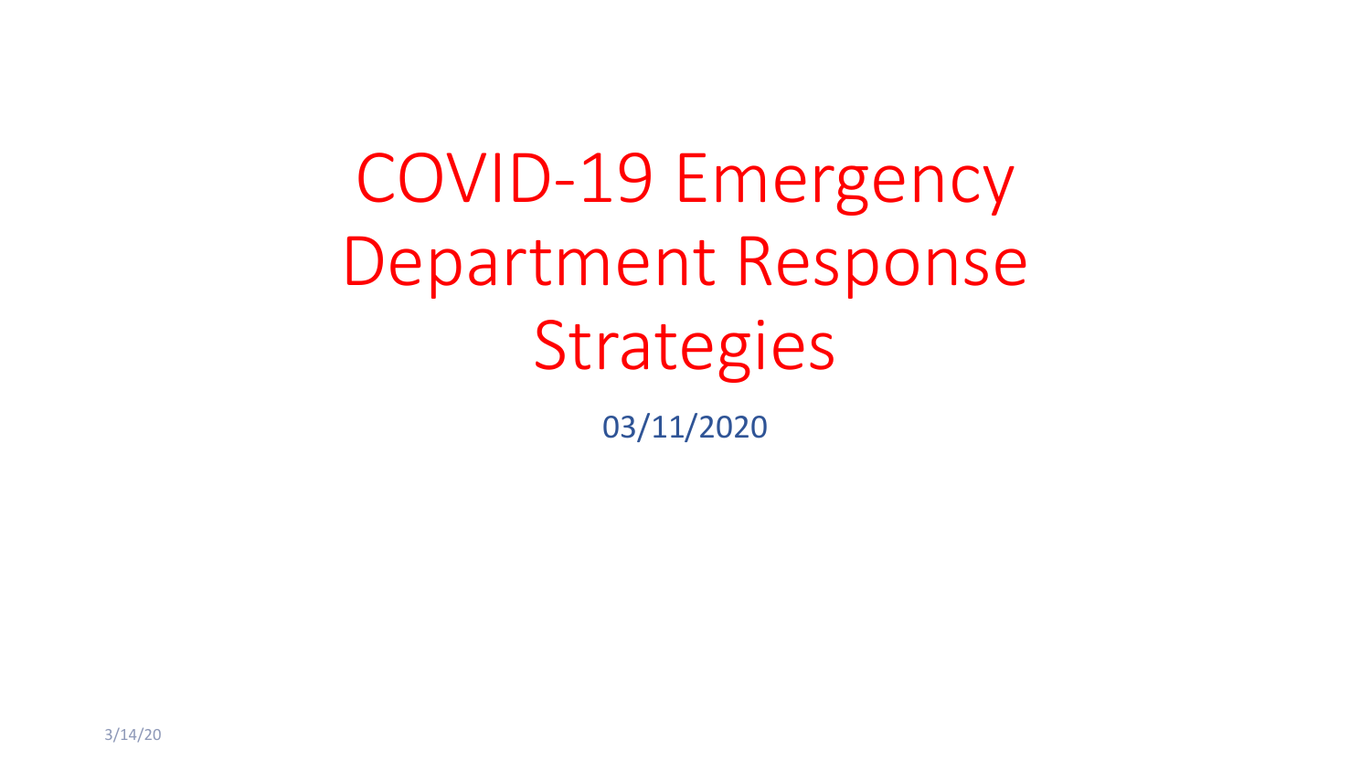# COVID-19 Emergency Department Response Strategies

03/11/2020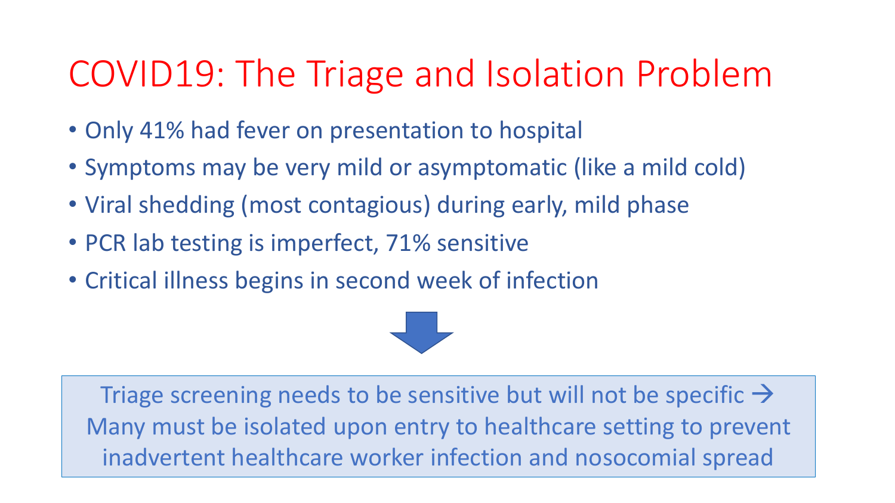# COVID19: The Triage and Isolation Problem

- Only 41% had fever on presentation to hospital
- Symptoms may be very mild or asymptomatic (like a mild cold)
- Viral shedding (most contagious) during early, mild phase
- PCR lab testing is imperfect, 71% sensitive
- Critical illness begins in second week of infection

Triage screening needs to be sensitive but will not be specific → Many must be isolated upon entry to healthcare setting to prevent inadvertent healthcare worker infection and nosocomial spread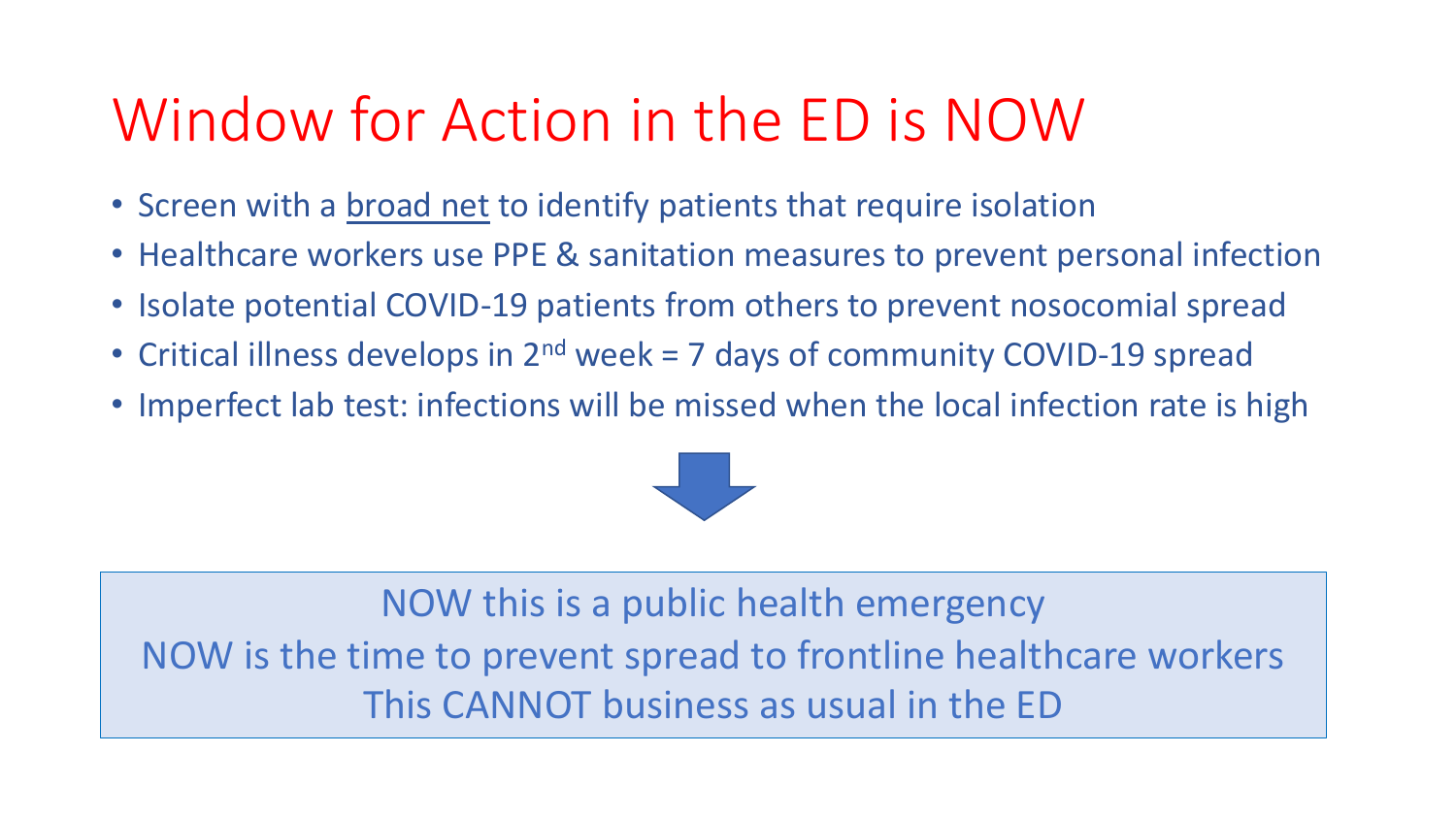# Window for Action in the ED is NOW

- Screen with a broad net to identify patients that require isolation
- Healthcare workers use PPE & sanitation measures to prevent personal infection
- Isolate potential COVID-19 patients from others to prevent nosocomial spread
- Critical illness develops in 2nd week = 7 days of community COVID-19 spread
- Imperfect lab test: infections will be missed when the local infection rate is high

NOW this is a public health emergency
NOW is the time to prevent spread to frontline healthcare workers
This CANNOT business as usual in the ED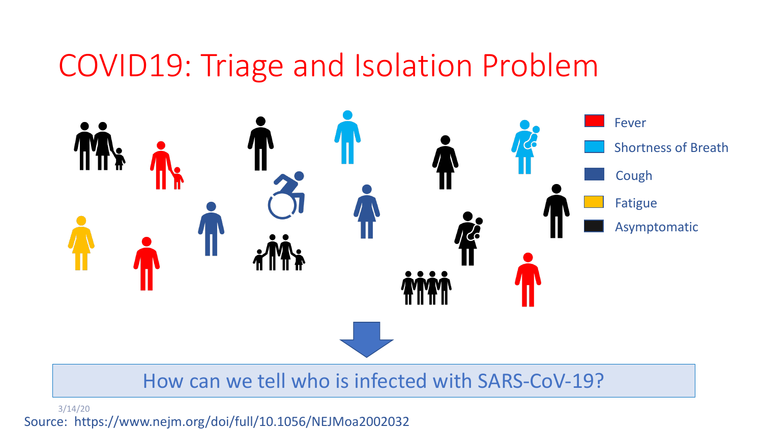# COVID19: Triage and Isolation Problem

- Fever
- Shortness of Breath
- Cough
- Fatigue
- Asymptomatic

How can we tell who is infected with SARS-CoV-19?

3/14/20

Source: https://www.nejm.org/doi/full/10.1056/NEJMoa2002032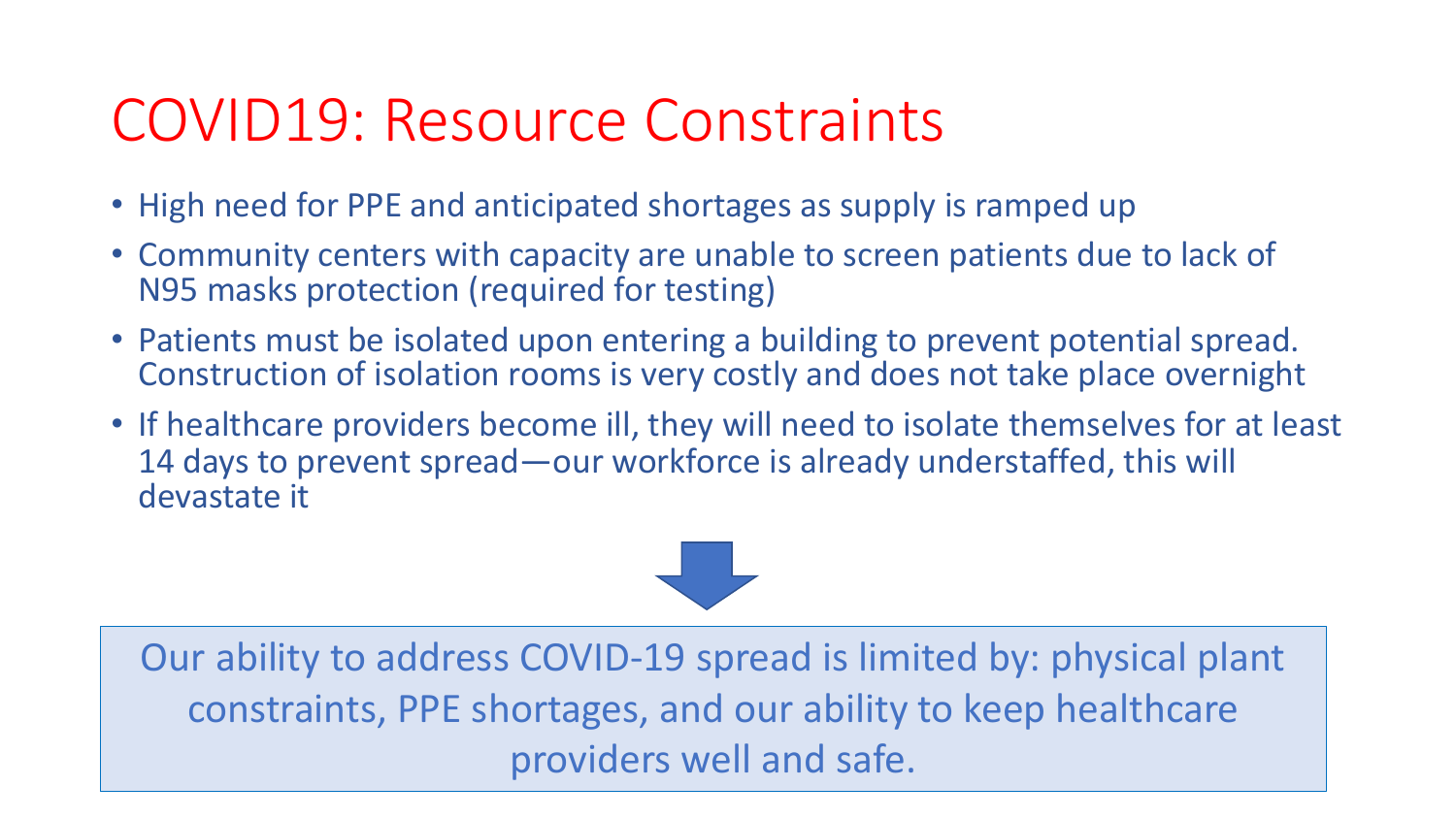# COVID19: Resource Constraints

- High need for PPE and anticipated shortages as supply is ramped up
- Community centers with capacity are unable to screen patients due to lack of N95 masks protection (required for testing)
- Patients must be isolated upon entering a building to prevent potential spread. Construction of isolation rooms is very costly and does not take place overnight
- If healthcare providers become ill, they will need to isolate themselves for at least 14 days to prevent spread—our workforce is already understaffed, this will devastate it

Our ability to address COVID-19 spread is limited by: physical plant constraints, PPE shortages, and our ability to keep healthcare providers well and safe.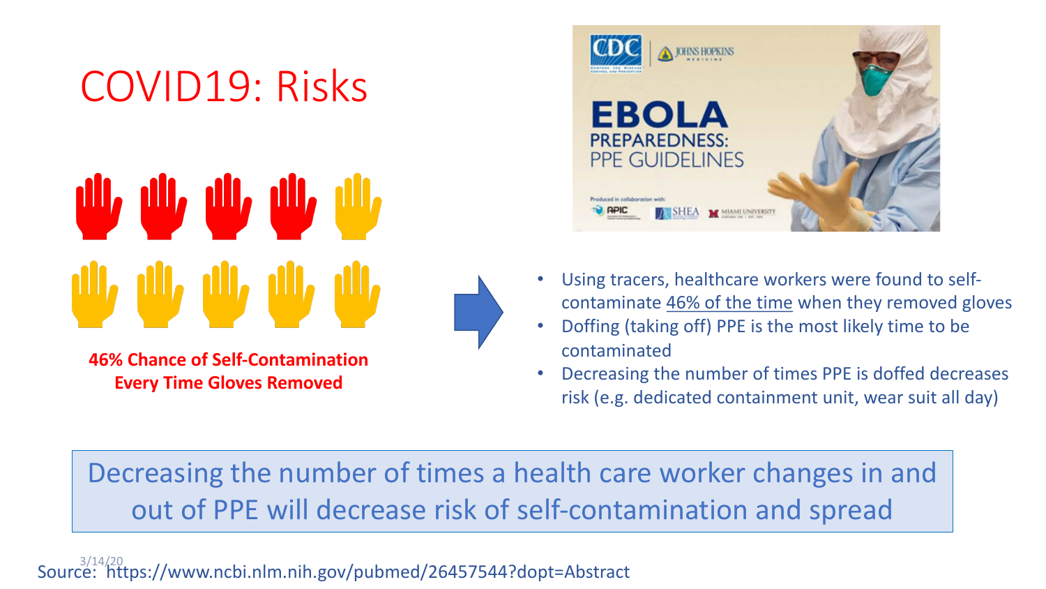# COVID19: Risks

**46% Chance of Self-Contamination Every Time Gloves Removed**

- Using tracers, healthcare workers were found to self-contaminate 46% of the time when they removed gloves
- Doffing (taking off) PPE is the most likely time to be contaminated
- Decreasing the number of times PPE is doffed decreases risk (e.g. dedicated containment unit, wear suit all day)

Decreasing the number of times a health care worker changes in and out of PPE will decrease risk of self-contamination and spread

Source: https://www.ncbi.nlm.nih.gov/pubmed/26457544?dopt=Abstract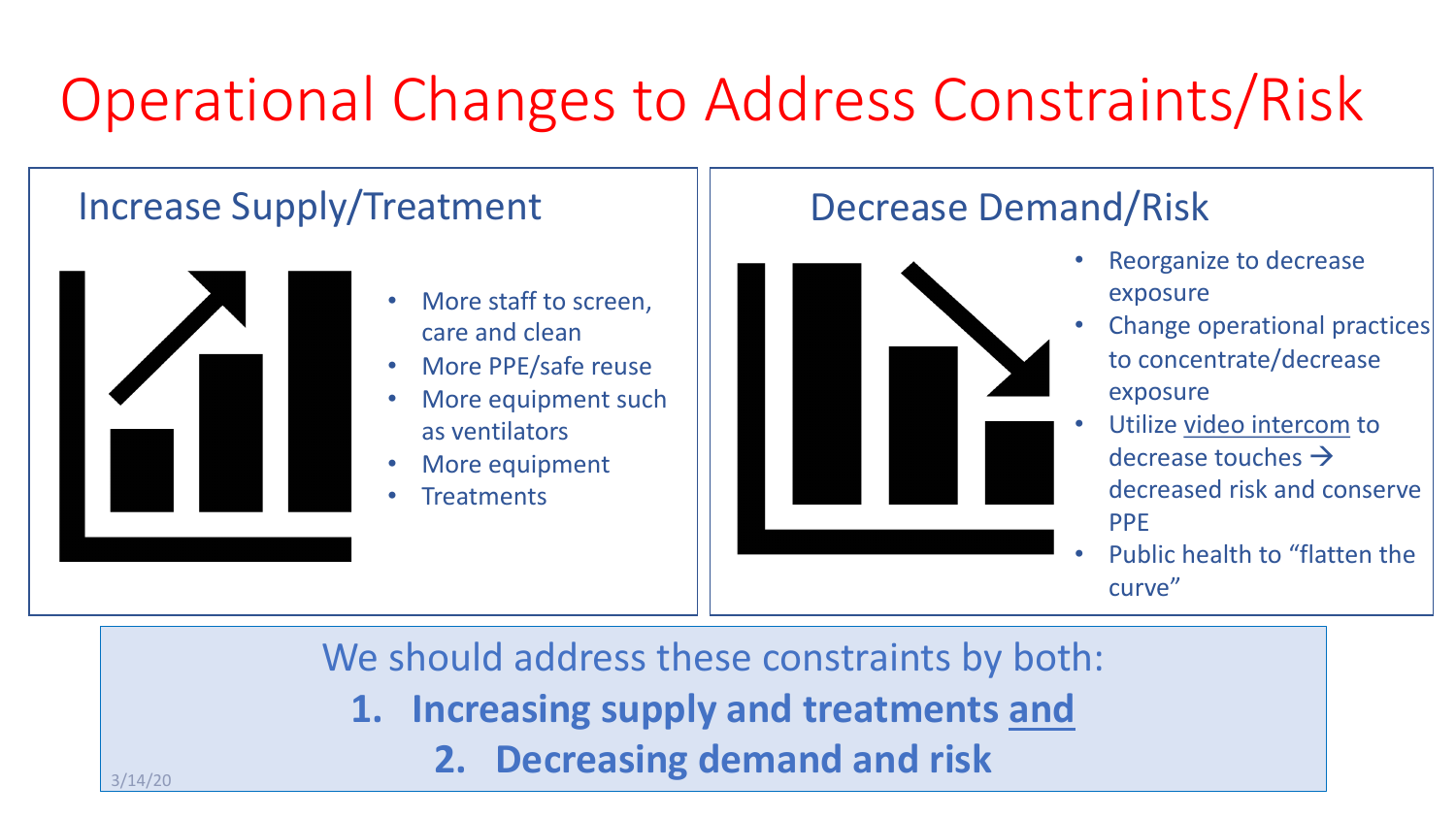# Operational Changes to Address Constraints/Risk

## Increase Supply/Treatment

- More staff to screen, care and clean
- More PPE/safe reuse
- More equipment such as ventilators
- More equipment
- Treatments

## Decrease Demand/Risk

- Reorganize to decrease exposure
- Change operational practices to concentrate/decrease exposure
- Utilize video intercom to decrease touches → decreased risk and conserve PPE
- Public health to "flatten the curve"

We should address these constraints by both:

1. **Increasing supply and treatments and**
2. **Decreasing demand and risk**

3/14/20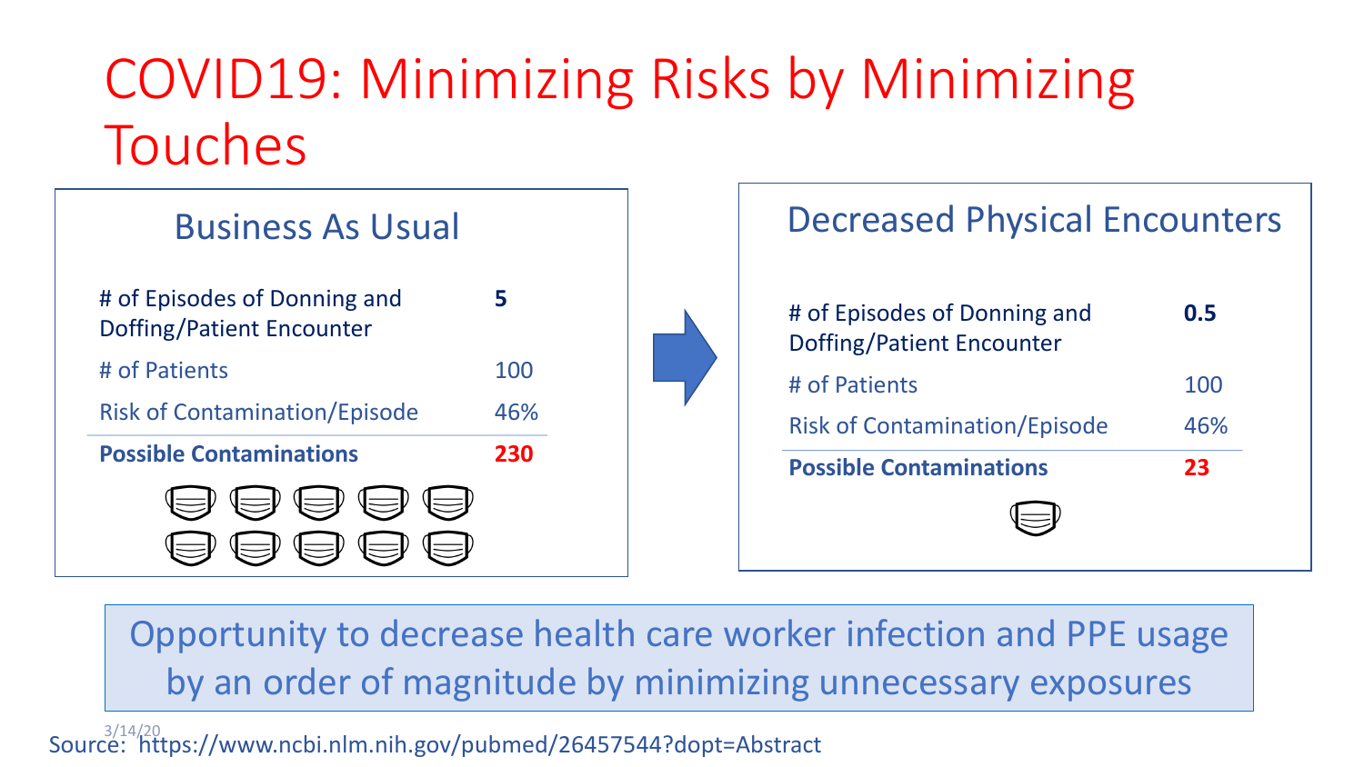# COVID19: Minimizing Risks by Minimizing Touches

## Business As Usual

| | |
|---|---|
| # of Episodes of Donning and Doffing/Patient Encounter | **5** |
| # of Patients | 100 |
| Risk of Contamination/Episode | 46% |
| **Possible Contaminations** | **230** |

## Decreased Physical Encounters

| | |
|---|---|
| # of Episodes of Donning and Doffing/Patient Encounter | **0.5** |
| # of Patients | 100 |
| Risk of Contamination/Episode | 46% |
| **Possible Contaminations** | **23** |

Opportunity to decrease health care worker infection and PPE usage by an order of magnitude by minimizing unnecessary exposures

Source: https://www.ncbi.nlm.nih.gov/pubmed/26457544?dopt=Abstract

3/14/20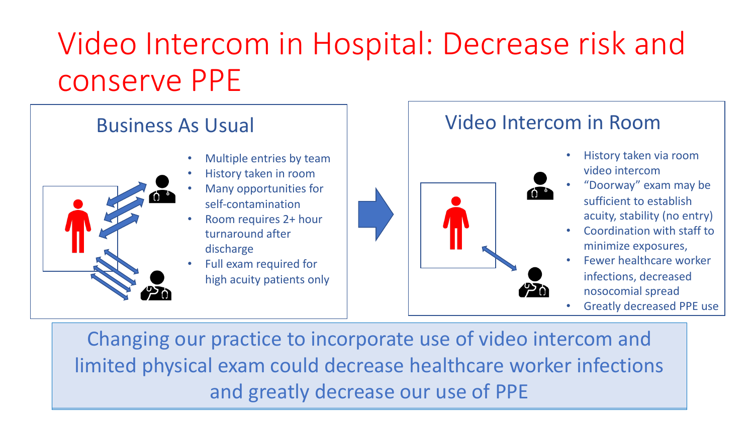# Video Intercom in Hospital: Decrease risk and conserve PPE

## Business As Usual

- Multiple entries by team
- History taken in room
- Many opportunities for self-contamination
- Room requires 2+ hour turnaround after discharge
- Full exam required for high acuity patients only

## Video Intercom in Room

- History taken via room video intercom
- "Doorway" exam may be sufficient to establish acuity, stability (no entry)
- Coordination with staff to minimize exposures,
- Fewer healthcare worker infections, decreased nosocomial spread
- Greatly decreased PPE use

Changing our practice to incorporate use of video intercom and limited physical exam could decrease healthcare worker infections and greatly decrease our use of PPE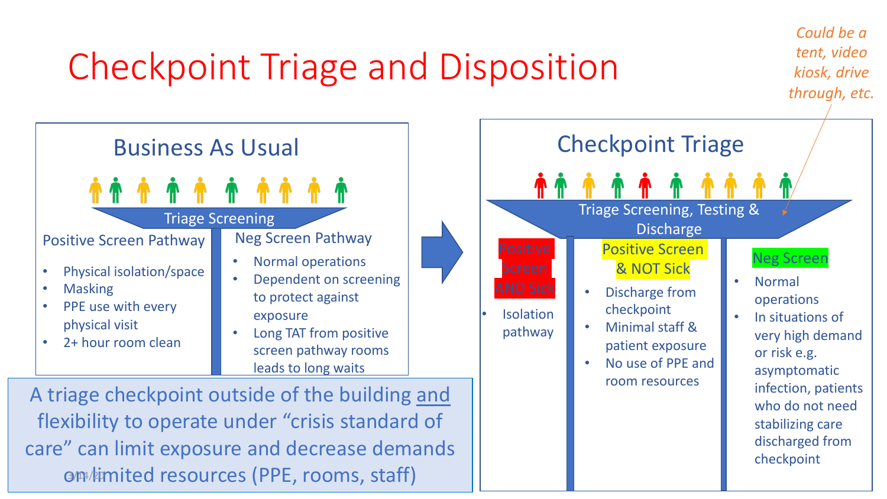# Checkpoint Triage and Disposition

*Could be a tent, video kiosk, drive through, etc.*

## Business As Usual

Triage Screening

### Positive Screen Pathway

- Physical isolation/space
- Masking
- PPE use with every physical visit
- 2+ hour room clean

### Neg Screen Pathway

- Normal operations
- Dependent on screening to protect against exposure
- Long TAT from positive screen pathway rooms leads to long waits

## Checkpoint Triage

Triage Screening, Testing & Discharge

### Positive Screen AND Sick

- Isolation pathway

### Positive Screen & NOT Sick

- Discharge from checkpoint
- Minimal staff & patient exposure
- No use of PPE and room resources

### Neg Screen

- Normal operations
- In situations of very high demand or risk e.g. asymptomatic infection, patients who do not need stabilizing care discharged from checkpoint

A triage checkpoint outside of the building <u>and</u> flexibility to operate under "crisis standard of care" can limit exposure and decrease demands on limited resources (PPE, rooms, staff)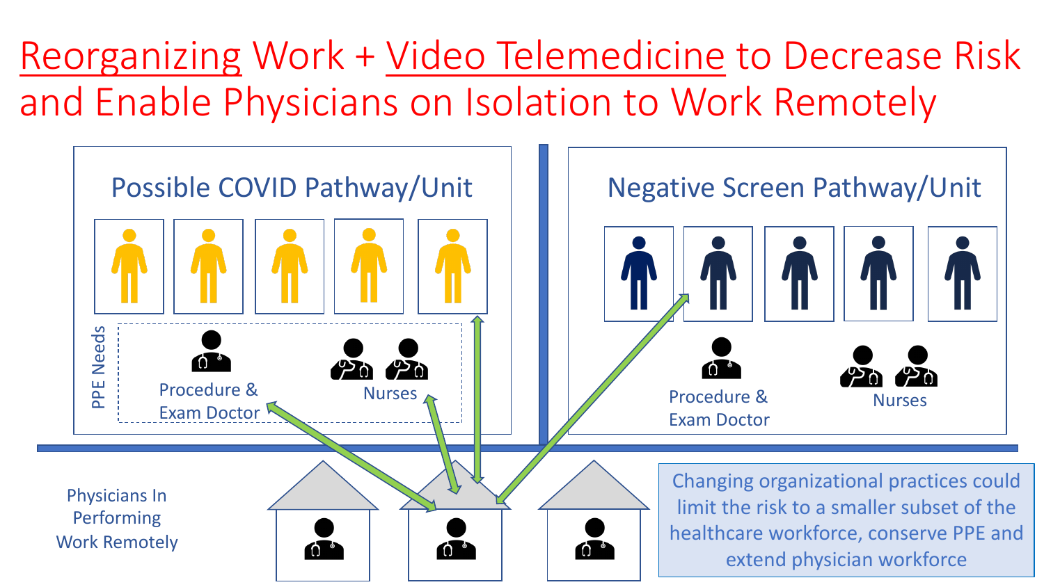# Reorganizing Work + Video Telemedicine to Decrease Risk and Enable Physicians on Isolation to Work Remotely

## Possible COVID Pathway/Unit

PPE Needs

Procedure & Exam Doctor

Nurses

## Negative Screen Pathway/Unit

Procedure & Exam Doctor

Nurses

Physicians In Performing Work Remotely

Changing organizational practices could limit the risk to a smaller subset of the healthcare workforce, conserve PPE and extend physician workforce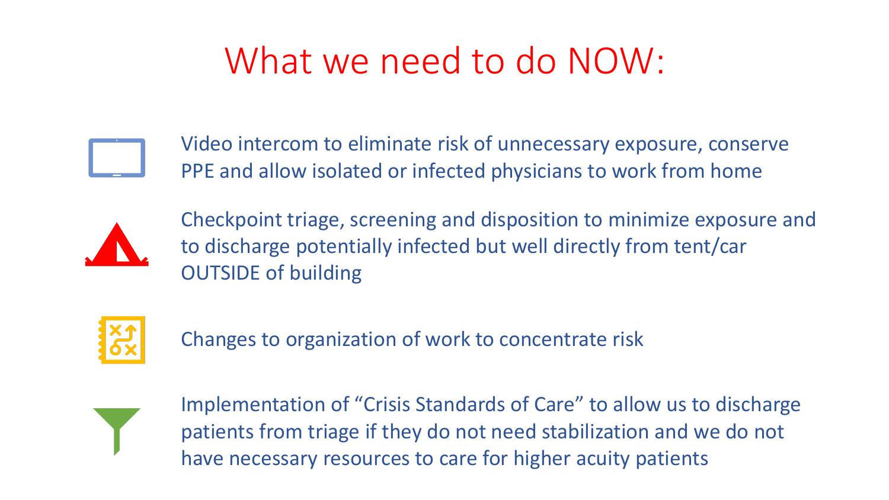# What we need to do NOW:

- Video intercom to eliminate risk of unnecessary exposure, conserve PPE and allow isolated or infected physicians to work from home
- Checkpoint triage, screening and disposition to minimize exposure and to discharge potentially infected but well directly from tent/car OUTSIDE of building
- Changes to organization of work to concentrate risk
- Implementation of "Crisis Standards of Care" to allow us to discharge patients from triage if they do not need stabilization and we do not have necessary resources to care for higher acuity patients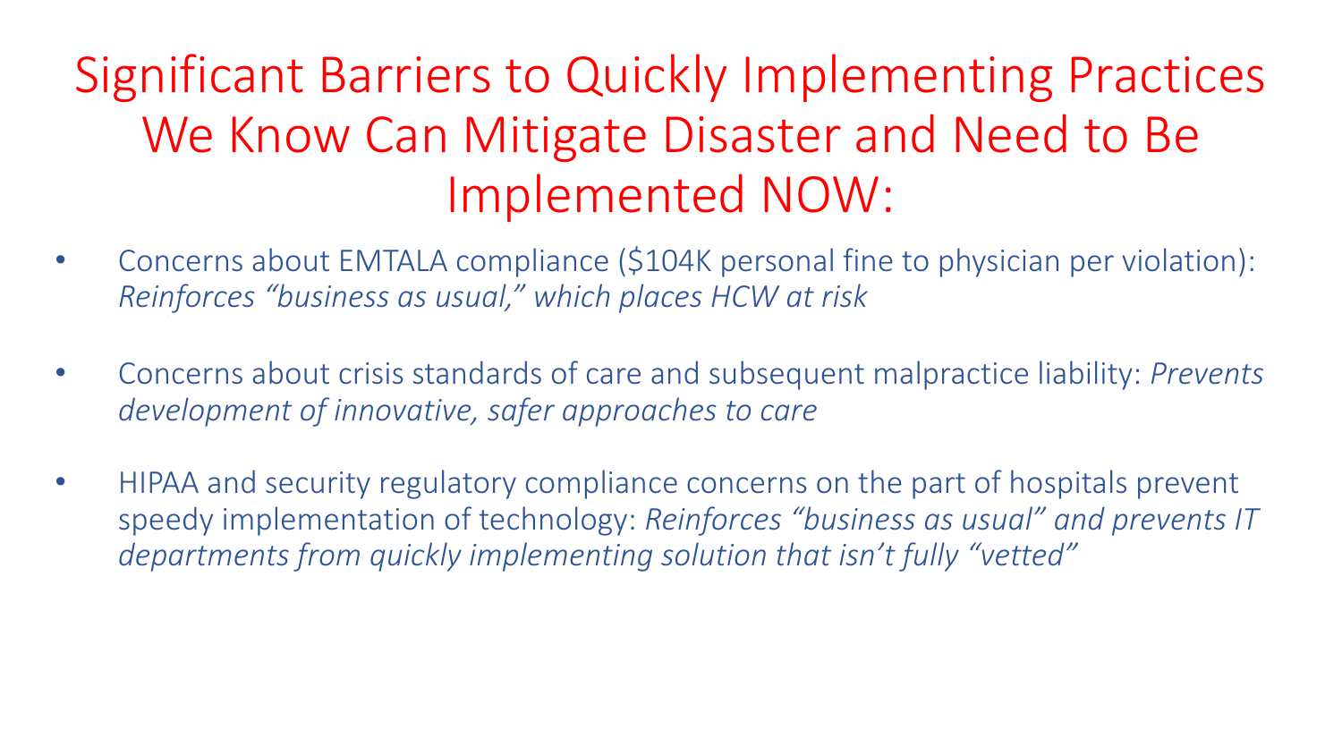# Significant Barriers to Quickly Implementing Practices We Know Can Mitigate Disaster and Need to Be Implemented NOW:

- Concerns about EMTALA compliance ($104K personal fine to physician per violation): *Reinforces "business as usual," which places HCW at risk*
- Concerns about crisis standards of care and subsequent malpractice liability: *Prevents development of innovative, safer approaches to care*
- HIPAA and security regulatory compliance concerns on the part of hospitals prevent speedy implementation of technology: *Reinforces "business as usual" and prevents IT departments from quickly implementing solution that isn't fully "vetted"*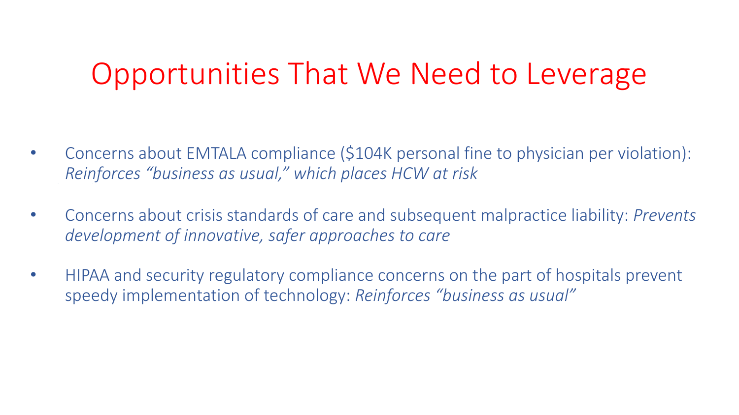# Opportunities That We Need to Leverage

- Concerns about EMTALA compliance ($104K personal fine to physician per violation): *Reinforces "business as usual," which places HCW at risk*
- Concerns about crisis standards of care and subsequent malpractice liability: *Prevents development of innovative, safer approaches to care*
- HIPAA and security regulatory compliance concerns on the part of hospitals prevent speedy implementation of technology: *Reinforces "business as usual"*